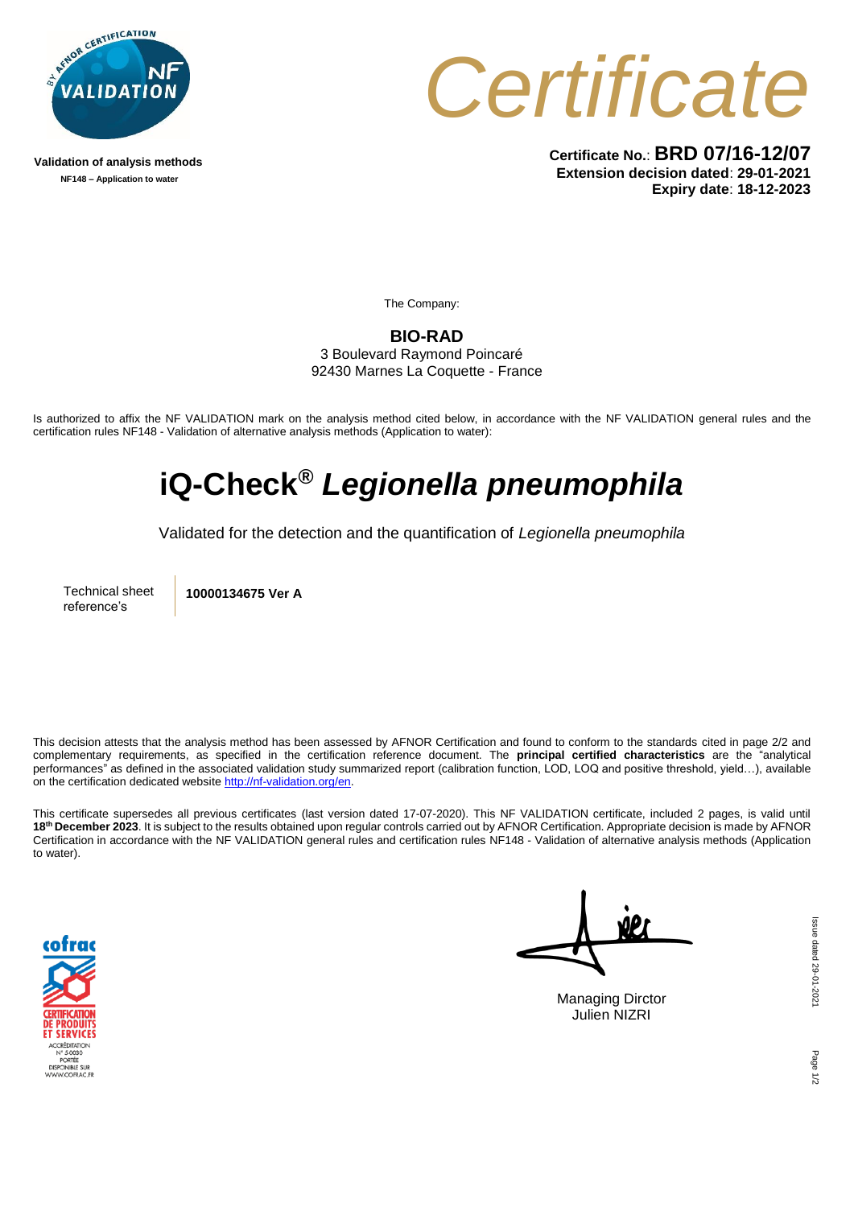Validation of analysis methods
**NF148 – Application to water**

# Certificate

**Certificate No.**: **BRD 07/16-12/07**
**Extension decision dated**: **29-01-2021**
**Expiry date**: **18-12-2023**

The Company:

**BIO-RAD**
3 Boulevard Raymond Poincaré
92430 Marnes La Coquette - France

Is authorized to affix the NF VALIDATION mark on the analysis method cited below, in accordance with the NF VALIDATION general rules and the certification rules NF148 - Validation of alternative analysis methods (Application to water):

# iQ-Check® *Legionella pneumophila*

Validated for the detection and the quantification of *Legionella pneumophila*

| Technical sheet reference's | **10000134675 Ver A** |
|---|---|

This decision attests that the analysis method has been assessed by AFNOR Certification and found to conform to the standards cited in page 2/2 and complementary requirements, as specified in the certification reference document. The **principal certified characteristics** are the "analytical performances" as defined in the associated validation study summarized report (calibration function, LOD, LOQ and positive threshold, yield…), available on the certification dedicated website http://nf-validation.org/en.

This certificate supersedes all previous certificates (last version dated 17-07-2020). This NF VALIDATION certificate, included 2 pages, is valid until **18th December 2023**. It is subject to the results obtained upon regular controls carried out by AFNOR Certification. Appropriate decision is made by AFNOR Certification in accordance with the NF VALIDATION general rules and certification rules NF148 - Validation of alternative analysis methods (Application to water).

cofrac
CERTIFICATION DE PRODUITS ET SERVICES
ACCRÉDITATION N° 5-0030
PORTÉE DISPONIBLE SUR WWW.COFRAC.FR

Managing Dirctor
Julien NIZRI

Issue dated 29-01-2021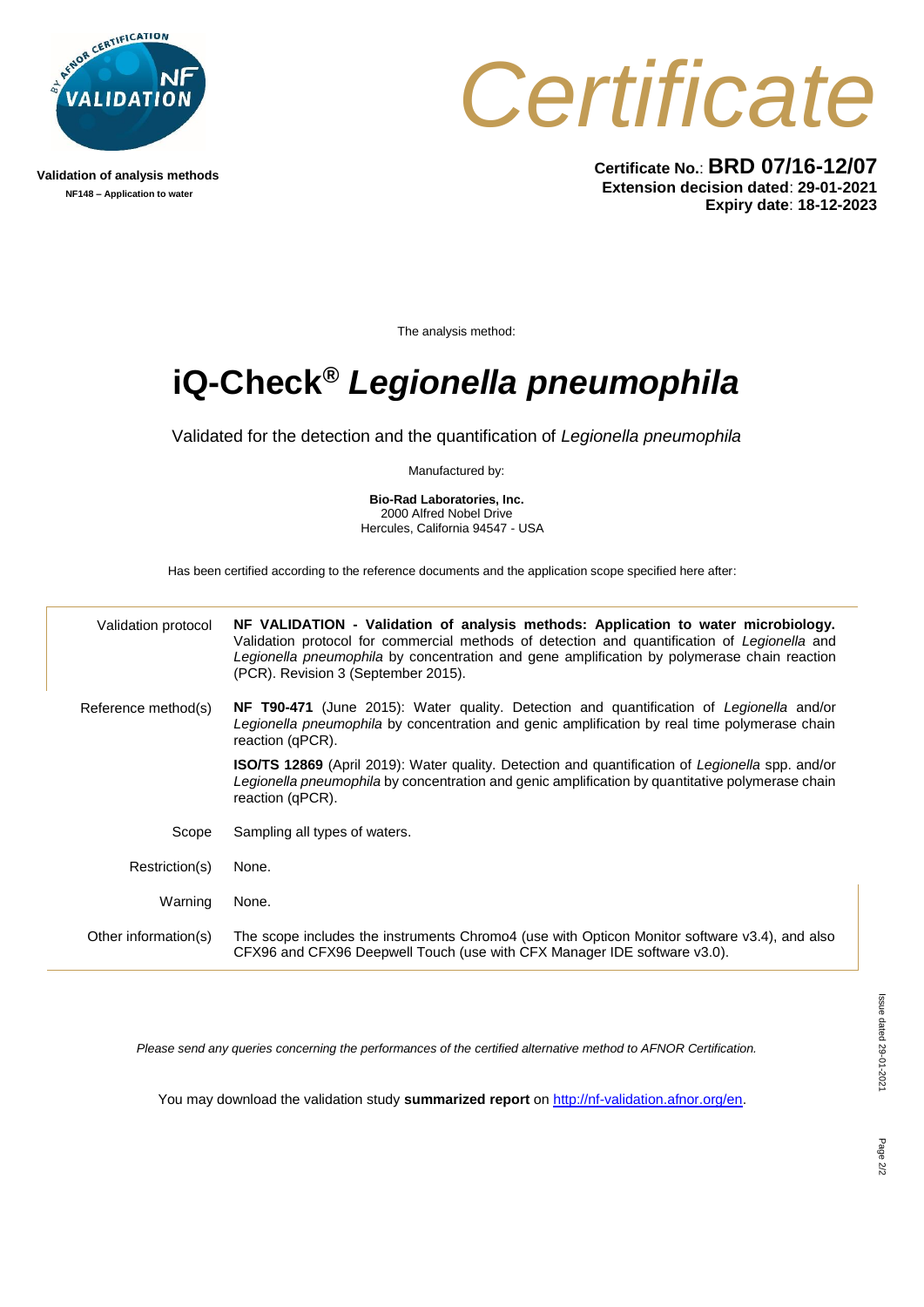Validation of analysis methods

**NF148 – Application to water**

# Certificate

**Certificate No.**: **BRD 07/16-12/07**
**Extension decision dated**: **29-01-2021**
**Expiry date**: **18-12-2023**

The analysis method:

# iQ-Check® *Legionella pneumophila*

Validated for the detection and the quantification of *Legionella pneumophila*

Manufactured by:

**Bio-Rad Laboratories, Inc.**
2000 Alfred Nobel Drive
Hercules, California 94547 - USA

Has been certified according to the reference documents and the application scope specified here after:

| | |
|---|---|
| Validation protocol | **NF VALIDATION - Validation of analysis methods: Application to water microbiology.** Validation protocol for commercial methods of detection and quantification of *Legionella* and *Legionella pneumophila* by concentration and gene amplification by polymerase chain reaction (PCR). Revision 3 (September 2015). |
| Reference method(s) | **NF T90-471** (June 2015): Water quality. Detection and quantification of *Legionella* and/or *Legionella pneumophila* by concentration and genic amplification by real time polymerase chain reaction (qPCR). <br> **ISO/TS 12869** (April 2019): Water quality. Detection and quantification of *Legionella* spp. and/or *Legionella pneumophila* by concentration and genic amplification by quantitative polymerase chain reaction (qPCR). |
| Scope | Sampling all types of waters. |
| Restriction(s) | None. |
| Warning | None. |
| Other information(s) | The scope includes the instruments Chromo4 (use with Opticon Monitor software v3.4), and also CFX96 and CFX96 Deepwell Touch (use with CFX Manager IDE software v3.0). |

*Please send any queries concerning the performances of the certified alternative method to AFNOR Certification.*

You may download the validation study **summarized report** on http://nf-validation.afnor.org/en.

Issue dated 29-01-2021